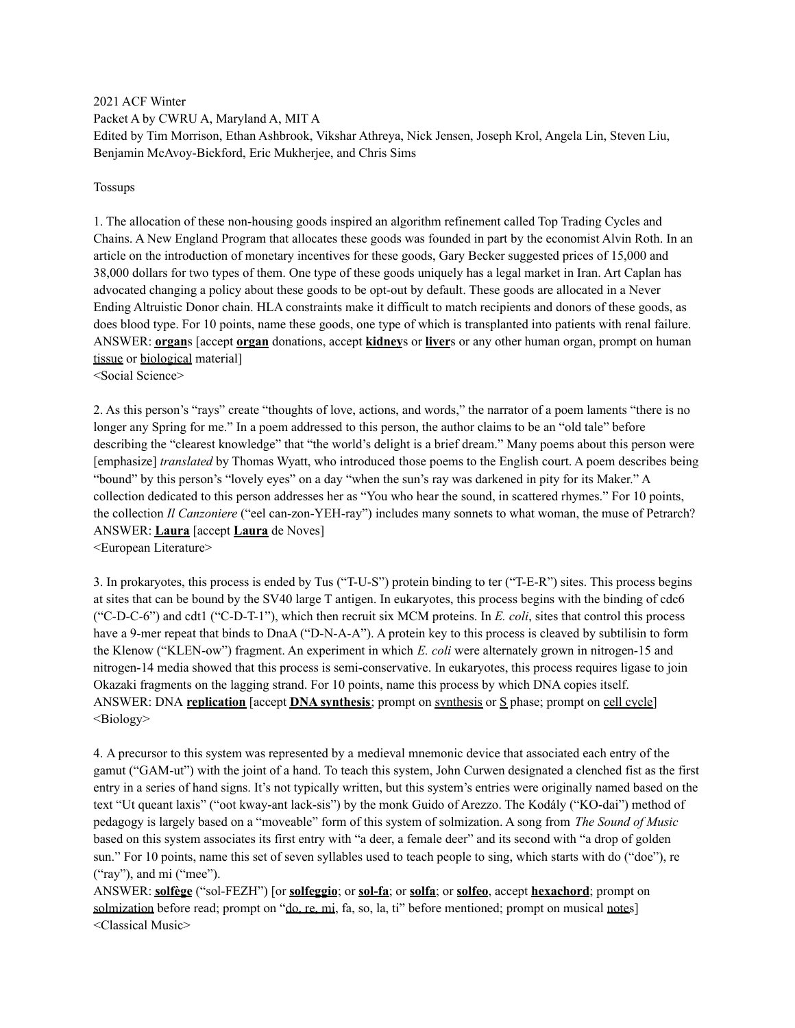2021 ACF Winter
Packet A by CWRU A, Maryland A, MIT A
Edited by Tim Morrison, Ethan Ashbrook, Vikshar Athreya, Nick Jensen, Joseph Krol, Angela Lin, Steven Liu, Benjamin McAvoy-Bickford, Eric Mukherjee, and Chris Sims

Tossups

1. The allocation of these non-housing goods inspired an algorithm refinement called Top Trading Cycles and Chains. A New England Program that allocates these goods was founded in part by the economist Alvin Roth. In an article on the introduction of monetary incentives for these goods, Gary Becker suggested prices of 15,000 and 38,000 dollars for two types of them. One type of these goods uniquely has a legal market in Iran. Art Caplan has advocated changing a policy about these goods to be opt-out by default. These goods are allocated in a Never Ending Altruistic Donor chain. HLA constraints make it difficult to match recipients and donors of these goods, as does blood type. For 10 points, name these goods, one type of which is transplanted into patients with renal failure.
ANSWER: **organ**s [accept **organ** donations, accept **kidney**s or **liver**s or any other human organ, prompt on human tissue or biological material]
<Social Science>

2. As this person's "rays" create "thoughts of love, actions, and words," the narrator of a poem laments "there is no longer any Spring for me." In a poem addressed to this person, the author claims to be an "old tale" before describing the "clearest knowledge" that "the world's delight is a brief dream." Many poems about this person were [emphasize] *translated* by Thomas Wyatt, who introduced those poems to the English court. A poem describes being "bound" by this person's "lovely eyes" on a day "when the sun's ray was darkened in pity for its Maker." A collection dedicated to this person addresses her as "You who hear the sound, in scattered rhymes." For 10 points, the collection *Il Canzoniere* ("eel can-zon-YEH-ray") includes many sonnets to what woman, the muse of Petrarch?
ANSWER: **Laura** [accept **Laura** de Noves]
<European Literature>

3. In prokaryotes, this process is ended by Tus ("T-U-S") protein binding to ter ("T-E-R") sites. This process begins at sites that can be bound by the SV40 large T antigen. In eukaryotes, this process begins with the binding of cdc6 ("C-D-C-6") and cdt1 ("C-D-T-1"), which then recruit six MCM proteins. In *E. coli*, sites that control this process have a 9-mer repeat that binds to DnaA ("D-N-A-A"). A protein key to this process is cleaved by subtilisin to form the Klenow ("KLEN-ow") fragment. An experiment in which *E. coli* were alternately grown in nitrogen-15 and nitrogen-14 media showed that this process is semi-conservative. In eukaryotes, this process requires ligase to join Okazaki fragments on the lagging strand. For 10 points, name this process by which DNA copies itself.
ANSWER: DNA **replication** [accept **DNA synthesis**; prompt on synthesis or S phase; prompt on cell cycle]
<Biology>

4. A precursor to this system was represented by a medieval mnemonic device that associated each entry of the gamut ("GAM-ut") with the joint of a hand. To teach this system, John Curwen designated a clenched fist as the first entry in a series of hand signs. It's not typically written, but this system's entries were originally named based on the text "Ut queant laxis" ("oot kway-ant lack-sis") by the monk Guido of Arezzo. The Kodály ("KO-dai") method of pedagogy is largely based on a "moveable" form of this system of solmization. A song from *The Sound of Music* based on this system associates its first entry with "a deer, a female deer" and its second with "a drop of golden sun." For 10 points, name this set of seven syllables used to teach people to sing, which starts with do ("doe"), re ("ray"), and mi ("mee").
ANSWER: **solfège** ("sol-FEZH") [or **solfeggio**; or **sol-fa**; or **solfa**; or **solfeo**, accept **hexachord**; prompt on solmization before read; prompt on "do, re, mi, fa, so, la, ti" before mentioned; prompt on musical notes]
<Classical Music>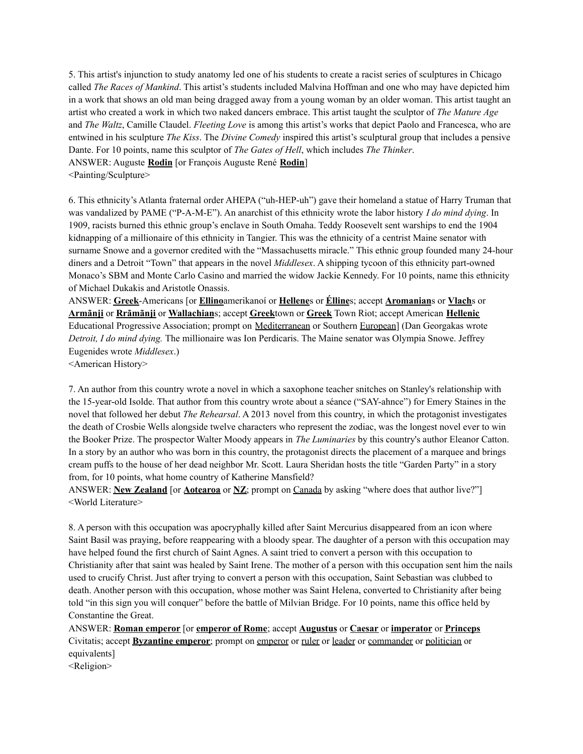5. This artist's injunction to study anatomy led one of his students to create a racist series of sculptures in Chicago called *The Races of Mankind*. This artist's students included Malvina Hoffman and one who may have depicted him in a work that shows an old man being dragged away from a young woman by an older woman. This artist taught an artist who created a work in which two naked dancers embrace. This artist taught the sculptor of *The Mature Age* and *The Waltz*, Camille Claudel. *Fleeting Love* is among this artist's works that depict Paolo and Francesca, who are entwined in his sculpture *The Kiss*. The *Divine Comedy* inspired this artist's sculptural group that includes a pensive Dante. For 10 points, name this sculptor of *The Gates of Hell*, which includes *The Thinker*.
ANSWER: Auguste **Rodin** [or François Auguste René **Rodin**]
<Painting/Sculpture>

6. This ethnicity's Atlanta fraternal order AHEPA ("uh-HEP-uh") gave their homeland a statue of Harry Truman that was vandalized by PAME ("P-A-M-E"). An anarchist of this ethnicity wrote the labor history *I do mind dying*. In 1909, racists burned this ethnic group's enclave in South Omaha. Teddy Roosevelt sent warships to end the 1904 kidnapping of a millionaire of this ethnicity in Tangier. This was the ethnicity of a centrist Maine senator with surname Snowe and a governor credited with the "Massachusetts miracle." This ethnic group founded many 24-hour diners and a Detroit "Town" that appears in the novel *Middlesex*. A shipping tycoon of this ethnicity part-owned Monaco's SBM and Monte Carlo Casino and married the widow Jackie Kennedy. For 10 points, name this ethnicity of Michael Dukakis and Aristotle Onassis.
ANSWER: **Greek**-Americans [or **Ellino**amerikanoí or **Hellene**s or **Élline**s; accept **Aromanian**s or **Vlach**s or **Armãnji** or **Rrãmãnji** or **Wallachian**s; accept **Greek**town or **Greek** Town Riot; accept American **Hellenic** Educational Progressive Association; prompt on Mediterranean or Southern European] (Dan Georgakas wrote *Detroit, I do mind dying.* The millionaire was Ion Perdicaris. The Maine senator was Olympia Snowe. Jeffrey Eugenides wrote *Middlesex*.)
<American History>

7. An author from this country wrote a novel in which a saxophone teacher snitches on Stanley's relationship with the 15-year-old Isolde. That author from this country wrote about a séance ("SAY-ahnce") for Emery Staines in the novel that followed her debut *The Rehearsal*. A 2013 novel from this country, in which the protagonist investigates the death of Crosbie Wells alongside twelve characters who represent the zodiac, was the longest novel ever to win the Booker Prize. The prospector Walter Moody appears in *The Luminaries* by this country's author Eleanor Catton. In a story by an author who was born in this country, the protagonist directs the placement of a marquee and brings cream puffs to the house of her dead neighbor Mr. Scott. Laura Sheridan hosts the title "Garden Party" in a story from, for 10 points, what home country of Katherine Mansfield?
ANSWER: **New Zealand** [or **Aotearoa** or **NZ**; prompt on Canada by asking "where does that author live?"]
<World Literature>

8. A person with this occupation was apocryphally killed after Saint Mercurius disappeared from an icon where Saint Basil was praying, before reappearing with a bloody spear. The daughter of a person with this occupation may have helped found the first church of Saint Agnes. A saint tried to convert a person with this occupation to Christianity after that saint was healed by Saint Irene. The mother of a person with this occupation sent him the nails used to crucify Christ. Just after trying to convert a person with this occupation, Saint Sebastian was clubbed to death. Another person with this occupation, whose mother was Saint Helena, converted to Christianity after being told "in this sign you will conquer" before the battle of Milvian Bridge. For 10 points, name this office held by Constantine the Great.
ANSWER: **Roman emperor** [or **emperor of Rome**; accept **Augustus** or **Caesar** or **imperator** or **Princeps** Civitatis; accept **Byzantine emperor**; prompt on emperor or ruler or leader or commander or politician or equivalents]
<Religion>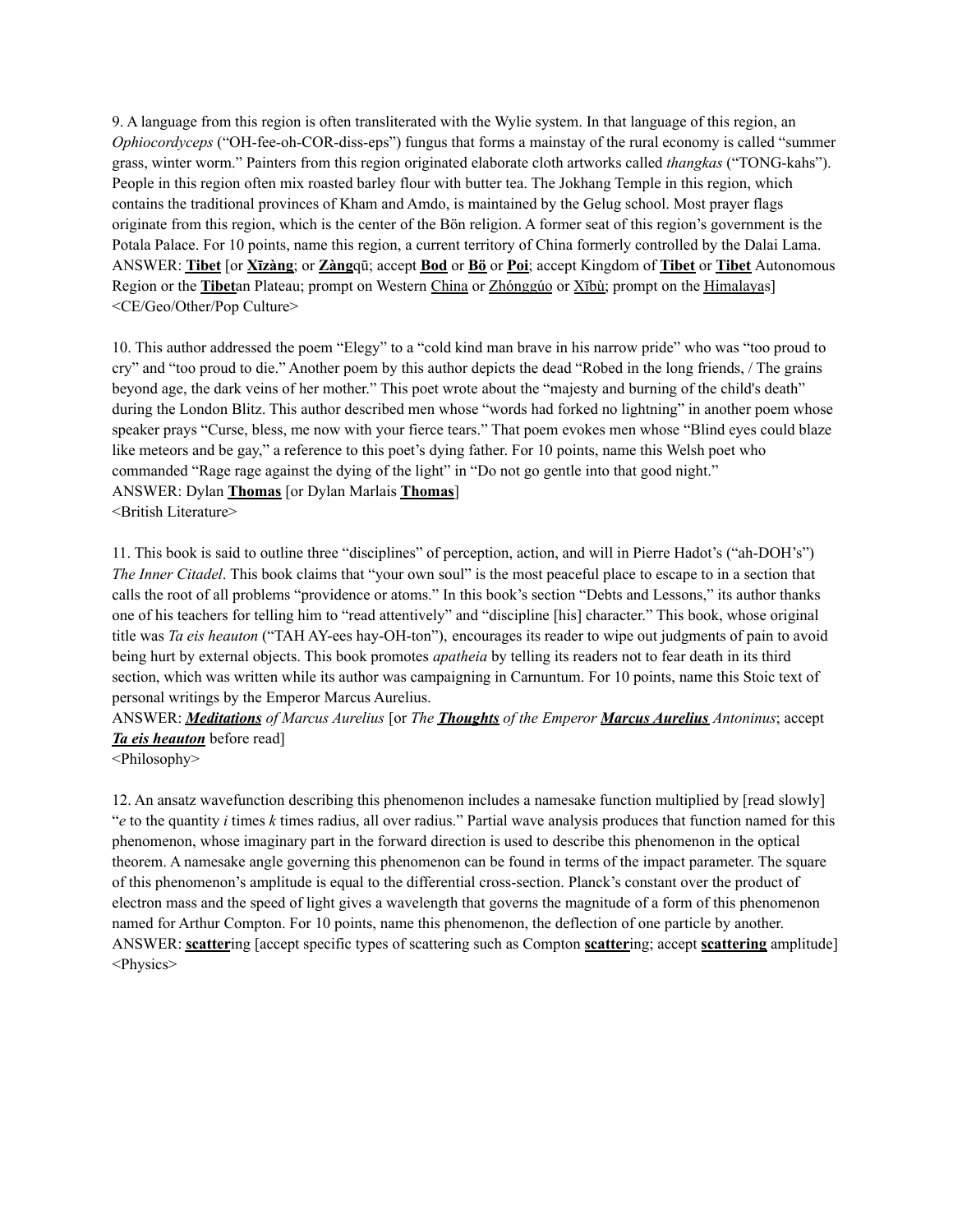9. A language from this region is often transliterated with the Wylie system. In that language of this region, an *Ophiocordyceps* ("OH-fee-oh-COR-diss-eps") fungus that forms a mainstay of the rural economy is called "summer grass, winter worm." Painters from this region originated elaborate cloth artworks called *thangkas* ("TONG-kahs"). People in this region often mix roasted barley flour with butter tea. The Jokhang Temple in this region, which contains the traditional provinces of Kham and Amdo, is maintained by the Gelug school. Most prayer flags originate from this region, which is the center of the Bön religion. A former seat of this region's government is the Potala Palace. For 10 points, name this region, a current territory of China formerly controlled by the Dalai Lama.
ANSWER: **Tibet** [or **Xīzàng**; or **Zàng**qū; accept **Bod** or **Bö** or **Poi**; accept Kingdom of **Tibet** or **Tibet** Autonomous Region or the **Tibet**an Plateau; prompt on Western China or Zhónggúo or Xībù; prompt on the Himalayas]
<CE/Geo/Other/Pop Culture>

10. This author addressed the poem "Elegy" to a "cold kind man brave in his narrow pride" who was "too proud to cry" and "too proud to die." Another poem by this author depicts the dead "Robed in the long friends, / The grains beyond age, the dark veins of her mother." This poet wrote about the "majesty and burning of the child's death" during the London Blitz. This author described men whose "words had forked no lightning" in another poem whose speaker prays "Curse, bless, me now with your fierce tears." That poem evokes men whose "Blind eyes could blaze like meteors and be gay," a reference to this poet's dying father. For 10 points, name this Welsh poet who commanded "Rage rage against the dying of the light" in "Do not go gentle into that good night."
ANSWER: Dylan **Thomas** [or Dylan Marlais **Thomas**]
<British Literature>

11. This book is said to outline three "disciplines" of perception, action, and will in Pierre Hadot's ("ah-DOH's") *The Inner Citadel*. This book claims that "your own soul" is the most peaceful place to escape to in a section that calls the root of all problems "providence or atoms." In this book's section "Debts and Lessons," its author thanks one of his teachers for telling him to "read attentively" and "discipline [his] character." This book, whose original title was *Ta eis heauton* ("TAH AY-ees hay-OH-ton"), encourages its reader to wipe out judgments of pain to avoid being hurt by external objects. This book promotes *apatheia* by telling its readers not to fear death in its third section, which was written while its author was campaigning in Carnuntum. For 10 points, name this Stoic text of personal writings by the Emperor Marcus Aurelius.
ANSWER: ***Meditations*** *of Marcus Aurelius* [or *The* ***Thoughts*** *of the Emperor* ***Marcus Aurelius*** *Antoninus*; accept ***Ta eis heauton*** before read]
<Philosophy>

12. An ansatz wavefunction describing this phenomenon includes a namesake function multiplied by [read slowly] "*e* to the quantity *i* times *k* times radius, all over radius." Partial wave analysis produces that function named for this phenomenon, whose imaginary part in the forward direction is used to describe this phenomenon in the optical theorem. A namesake angle governing this phenomenon can be found in terms of the impact parameter. The square of this phenomenon's amplitude is equal to the differential cross-section. Planck's constant over the product of electron mass and the speed of light gives a wavelength that governs the magnitude of a form of this phenomenon named for Arthur Compton. For 10 points, name this phenomenon, the deflection of one particle by another.
ANSWER: **scatter**ing [accept specific types of scattering such as Compton **scatter**ing; accept **scattering** amplitude]
<Physics>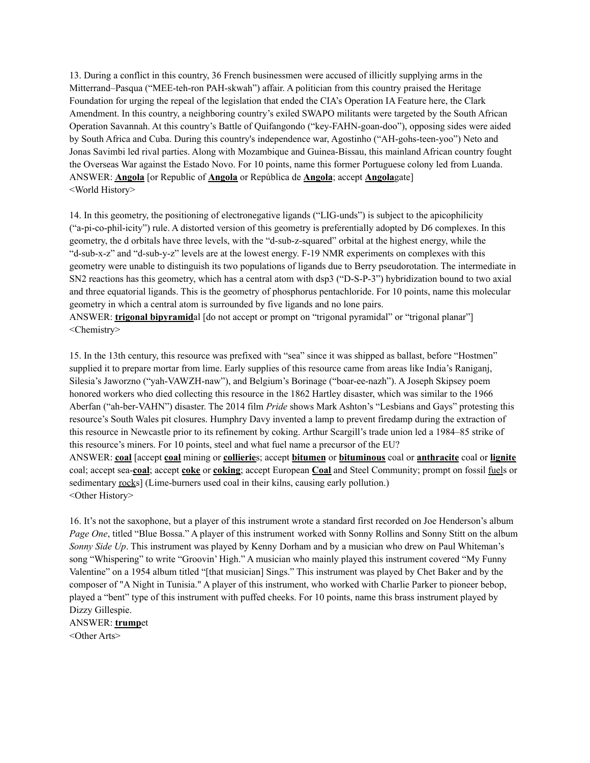13. During a conflict in this country, 36 French businessmen were accused of illicitly supplying arms in the Mitterrand–Pasqua ("MEE-teh-ron PAH-skwah") affair. A politician from this country praised the Heritage Foundation for urging the repeal of the legislation that ended the CIA's Operation IA Feature here, the Clark Amendment. In this country, a neighboring country's exiled SWAPO militants were targeted by the South African Operation Savannah. At this country's Battle of Quifangondo ("key-FAHN-goan-doo"), opposing sides were aided by South Africa and Cuba. During this country's independence war, Agostinho ("AH-gohs-teen-yoo") Neto and Jonas Savimbi led rival parties. Along with Mozambique and Guinea-Bissau, this mainland African country fought the Overseas War against the Estado Novo. For 10 points, name this former Portuguese colony led from Luanda.
ANSWER: **Angola** [or Republic of **Angola** or República de **Angola**; accept **Angola**gate]
<World History>

14. In this geometry, the positioning of electronegative ligands ("LIG-unds") is subject to the apicophilicity ("a-pi-co-phil-icity") rule. A distorted version of this geometry is preferentially adopted by D6 complexes. In this geometry, the d orbitals have three levels, with the "d-sub-z-squared" orbital at the highest energy, while the "d-sub-x-z" and "d-sub-y-z" levels are at the lowest energy. F-19 NMR experiments on complexes with this geometry were unable to distinguish its two populations of ligands due to Berry pseudorotation. The intermediate in SN2 reactions has this geometry, which has a central atom with dsp3 ("D-S-P-3") hybridization bound to two axial and three equatorial ligands. This is the geometry of phosphorus pentachloride. For 10 points, name this molecular geometry in which a central atom is surrounded by five ligands and no lone pairs.
ANSWER: **trigonal bipyramid**al [do not accept or prompt on "trigonal pyramidal" or "trigonal planar"]
<Chemistry>

15. In the 13th century, this resource was prefixed with "sea" since it was shipped as ballast, before "Hostmen" supplied it to prepare mortar from lime. Early supplies of this resource came from areas like India's Raniganj, Silesia's Jaworzno ("yah-VAWZH-naw"), and Belgium's Borinage ("boar-ee-nazh"). A Joseph Skipsey poem honored workers who died collecting this resource in the 1862 Hartley disaster, which was similar to the 1966 Aberfan ("ah-ber-VAHN") disaster. The 2014 film *Pride* shows Mark Ashton's "Lesbians and Gays" protesting this resource's South Wales pit closures. Humphry Davy invented a lamp to prevent firedamp during the extraction of this resource in Newcastle prior to its refinement by coking. Arthur Scargill's trade union led a 1984–85 strike of this resource's miners. For 10 points, steel and what fuel name a precursor of the EU?
ANSWER: **coal** [accept **coal** mining or **collierie**s; accept **bitumen** or **bituminous** coal or **anthracite** coal or **lignite** coal; accept sea-**coal**; accept **coke** or **coking**; accept European **Coal** and Steel Community; prompt on fossil fuels or sedimentary rocks] (Lime-burners used coal in their kilns, causing early pollution.)
<Other History>

16. It's not the saxophone, but a player of this instrument wrote a standard first recorded on Joe Henderson's album *Page One*, titled "Blue Bossa." A player of this instrument worked with Sonny Rollins and Sonny Stitt on the album *Sonny Side Up*. This instrument was played by Kenny Dorham and by a musician who drew on Paul Whiteman's song "Whispering" to write "Groovin' High." A musician who mainly played this instrument covered "My Funny Valentine" on a 1954 album titled "[that musician] Sings." This instrument was played by Chet Baker and by the composer of "A Night in Tunisia." A player of this instrument, who worked with Charlie Parker to pioneer bebop, played a "bent" type of this instrument with puffed cheeks. For 10 points, name this brass instrument played by Dizzy Gillespie.
ANSWER: **trump**et
<Other Arts>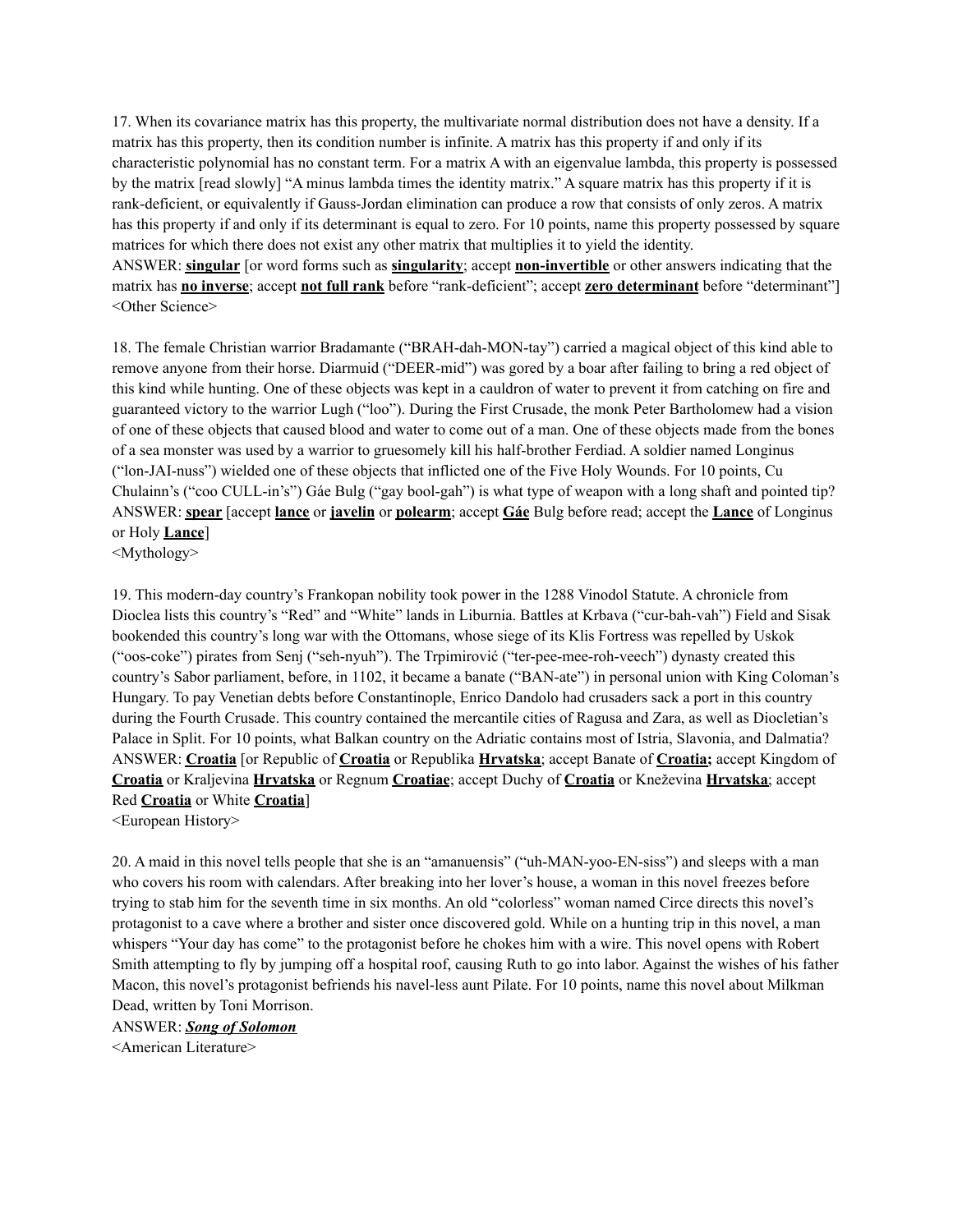17. When its covariance matrix has this property, the multivariate normal distribution does not have a density. If a matrix has this property, then its condition number is infinite. A matrix has this property if and only if its characteristic polynomial has no constant term. For a matrix A with an eigenvalue lambda, this property is possessed by the matrix [read slowly] "A minus lambda times the identity matrix." A square matrix has this property if it is rank-deficient, or equivalently if Gauss-Jordan elimination can produce a row that consists of only zeros. A matrix has this property if and only if its determinant is equal to zero. For 10 points, name this property possessed by square matrices for which there does not exist any other matrix that multiplies it to yield the identity.
ANSWER: **singular** [or word forms such as **singularity**; accept **non-invertible** or other answers indicating that the matrix has **no inverse**; accept **not full rank** before "rank-deficient"; accept **zero determinant** before "determinant"]
<Other Science>

18. The female Christian warrior Bradamante ("BRAH-dah-MON-tay") carried a magical object of this kind able to remove anyone from their horse. Diarmuid ("DEER-mid") was gored by a boar after failing to bring a red object of this kind while hunting. One of these objects was kept in a cauldron of water to prevent it from catching on fire and guaranteed victory to the warrior Lugh ("loo"). During the First Crusade, the monk Peter Bartholomew had a vision of one of these objects that caused blood and water to come out of a man. One of these objects made from the bones of a sea monster was used by a warrior to gruesomely kill his half-brother Ferdiad. A soldier named Longinus ("lon-JAI-nuss") wielded one of these objects that inflicted one of the Five Holy Wounds. For 10 points, Cu Chulainn's ("coo CULL-in's") Gáe Bulg ("gay bool-gah") is what type of weapon with a long shaft and pointed tip?
ANSWER: **spear** [accept **lance** or **javelin** or **polearm**; accept **Gáe** Bulg before read; accept the **Lance** of Longinus or Holy **Lance**]
<Mythology>

19. This modern-day country's Frankopan nobility took power in the 1288 Vinodol Statute. A chronicle from Dioclea lists this country's "Red" and "White" lands in Liburnia. Battles at Krbava ("cur-bah-vah") Field and Sisak bookended this country's long war with the Ottomans, whose siege of its Klis Fortress was repelled by Uskok ("oos-coke") pirates from Senj ("seh-nyuh"). The Trpimirović ("ter-pee-mee-roh-veech") dynasty created this country's Sabor parliament, before, in 1102, it became a banate ("BAN-ate") in personal union with King Coloman's Hungary. To pay Venetian debts before Constantinople, Enrico Dandolo had crusaders sack a port in this country during the Fourth Crusade. This country contained the mercantile cities of Ragusa and Zara, as well as Diocletian's Palace in Split. For 10 points, what Balkan country on the Adriatic contains most of Istria, Slavonia, and Dalmatia?
ANSWER: **Croatia** [or Republic of **Croatia** or Republika **Hrvatska**; accept Banate of **Croatia;** accept Kingdom of **Croatia** or Kraljevina **Hrvatska** or Regnum **Croatiae**; accept Duchy of **Croatia** or Kneževina **Hrvatska**; accept Red **Croatia** or White **Croatia**]
<European History>

20. A maid in this novel tells people that she is an "amanuensis" ("uh-MAN-yoo-EN-siss") and sleeps with a man who covers his room with calendars. After breaking into her lover's house, a woman in this novel freezes before trying to stab him for the seventh time in six months. An old "colorless" woman named Circe directs this novel's protagonist to a cave where a brother and sister once discovered gold. While on a hunting trip in this novel, a man whispers "Your day has come" to the protagonist before he chokes him with a wire. This novel opens with Robert Smith attempting to fly by jumping off a hospital roof, causing Ruth to go into labor. Against the wishes of his father Macon, this novel's protagonist befriends his navel-less aunt Pilate. For 10 points, name this novel about Milkman Dead, written by Toni Morrison.
ANSWER: ***Song of Solomon***
<American Literature>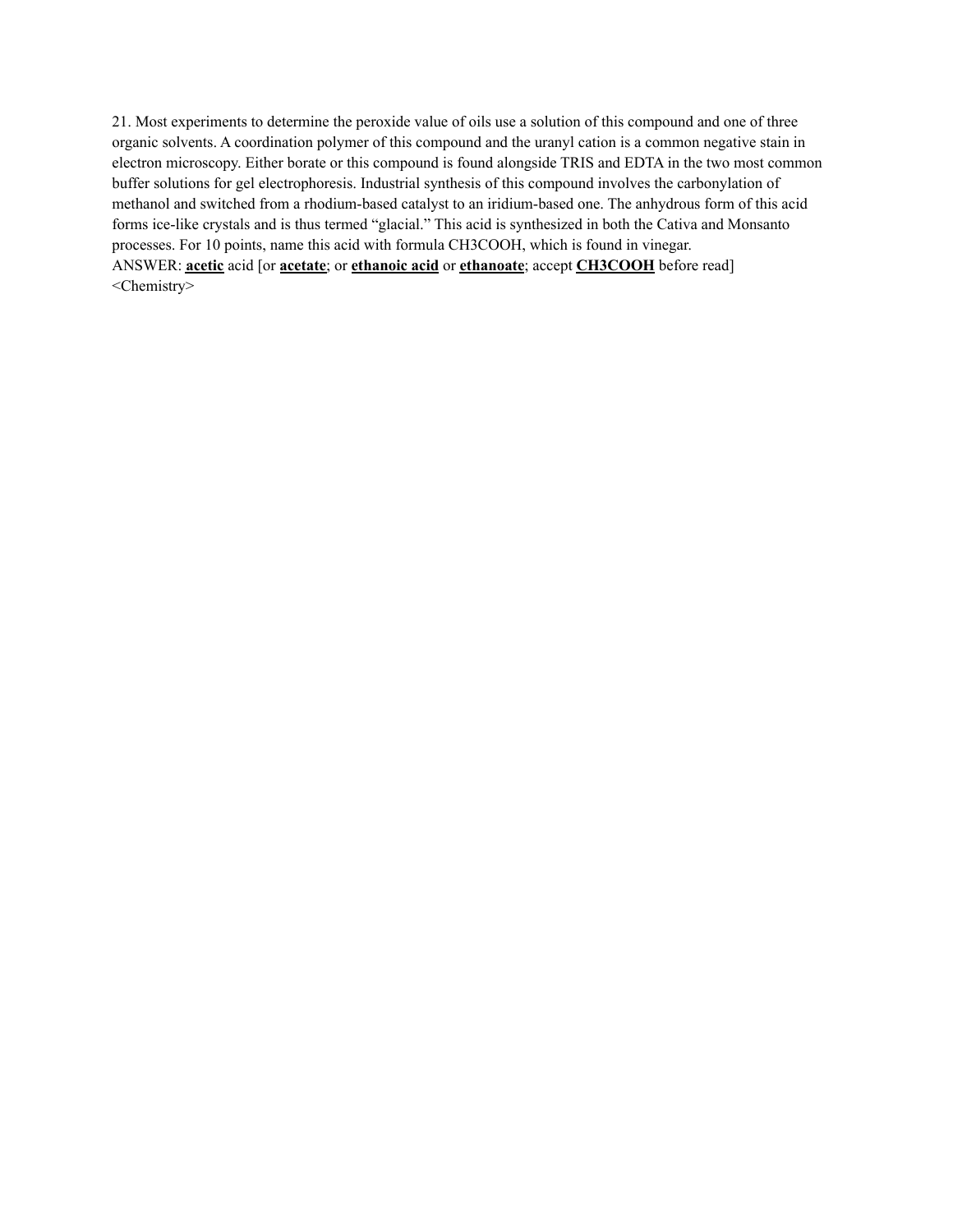21. Most experiments to determine the peroxide value of oils use a solution of this compound and one of three organic solvents. A coordination polymer of this compound and the uranyl cation is a common negative stain in electron microscopy. Either borate or this compound is found alongside TRIS and EDTA in the two most common buffer solutions for gel electrophoresis. Industrial synthesis of this compound involves the carbonylation of methanol and switched from a rhodium-based catalyst to an iridium-based one. The anhydrous form of this acid forms ice-like crystals and is thus termed "glacial." This acid is synthesized in both the Cativa and Monsanto processes. For 10 points, name this acid with formula CH3COOH, which is found in vinegar.

ANSWER: **acetic** acid [or **acetate**; or **ethanoic acid** or **ethanoate**; accept **CH3COOH** before read]

<Chemistry>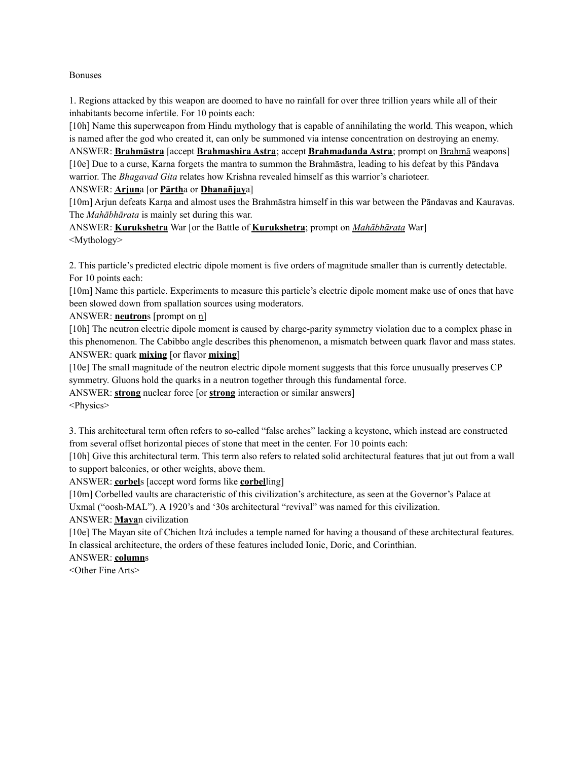Bonuses

1. Regions attacked by this weapon are doomed to have no rainfall for over three trillion years while all of their inhabitants become infertile. For 10 points each:

[10h] Name this superweapon from Hindu mythology that is capable of annihilating the world. This weapon, which is named after the god who created it, can only be summoned via intense concentration on destroying an enemy.

ANSWER: **Brahmāstra** [accept **Brahmashira Astra**; accept **Brahmadanda Astra**; prompt on Brahmā weapons]

[10e] Due to a curse, Karna forgets the mantra to summon the Brahmāstra, leading to his defeat by this Pāndava warrior. The *Bhagavad Gita* relates how Krishna revealed himself as this warrior's charioteer.

ANSWER: **Arjun**a [or **Pārth**a or **Dhanañjay**a]

[10m] Arjun defeats Karṇa and almost uses the Brahmāstra himself in this war between the Pāndavas and Kauravas. The *Mahābhārata* is mainly set during this war.

ANSWER: **Kurukshetra** War [or the Battle of **Kurukshetra**; prompt on *Mahābhārata* War]

<Mythology>

2. This particle's predicted electric dipole moment is five orders of magnitude smaller than is currently detectable. For 10 points each:

[10m] Name this particle. Experiments to measure this particle's electric dipole moment make use of ones that have been slowed down from spallation sources using moderators.

ANSWER: **neutron**s [prompt on n]

[10h] The neutron electric dipole moment is caused by charge-parity symmetry violation due to a complex phase in this phenomenon. The Cabibbo angle describes this phenomenon, a mismatch between quark flavor and mass states.

ANSWER: quark **mixing** [or flavor **mixing**]

[10e] The small magnitude of the neutron electric dipole moment suggests that this force unusually preserves CP symmetry. Gluons hold the quarks in a neutron together through this fundamental force.

ANSWER: **strong** nuclear force [or **strong** interaction or similar answers]

<Physics>

3. This architectural term often refers to so-called "false arches" lacking a keystone, which instead are constructed from several offset horizontal pieces of stone that meet in the center. For 10 points each:

[10h] Give this architectural term. This term also refers to related solid architectural features that jut out from a wall to support balconies, or other weights, above them.

ANSWER: **corbel**s [accept word forms like **corbel**ling]

[10m] Corbelled vaults are characteristic of this civilization's architecture, as seen at the Governor's Palace at Uxmal ("oosh-MAL"). A 1920's and '30s architectural "revival" was named for this civilization.

ANSWER: **Maya**n civilization

[10e] The Mayan site of Chichen Itzá includes a temple named for having a thousand of these architectural features. In classical architecture, the orders of these features included Ionic, Doric, and Corinthian.

ANSWER: **column**s

<Other Fine Arts>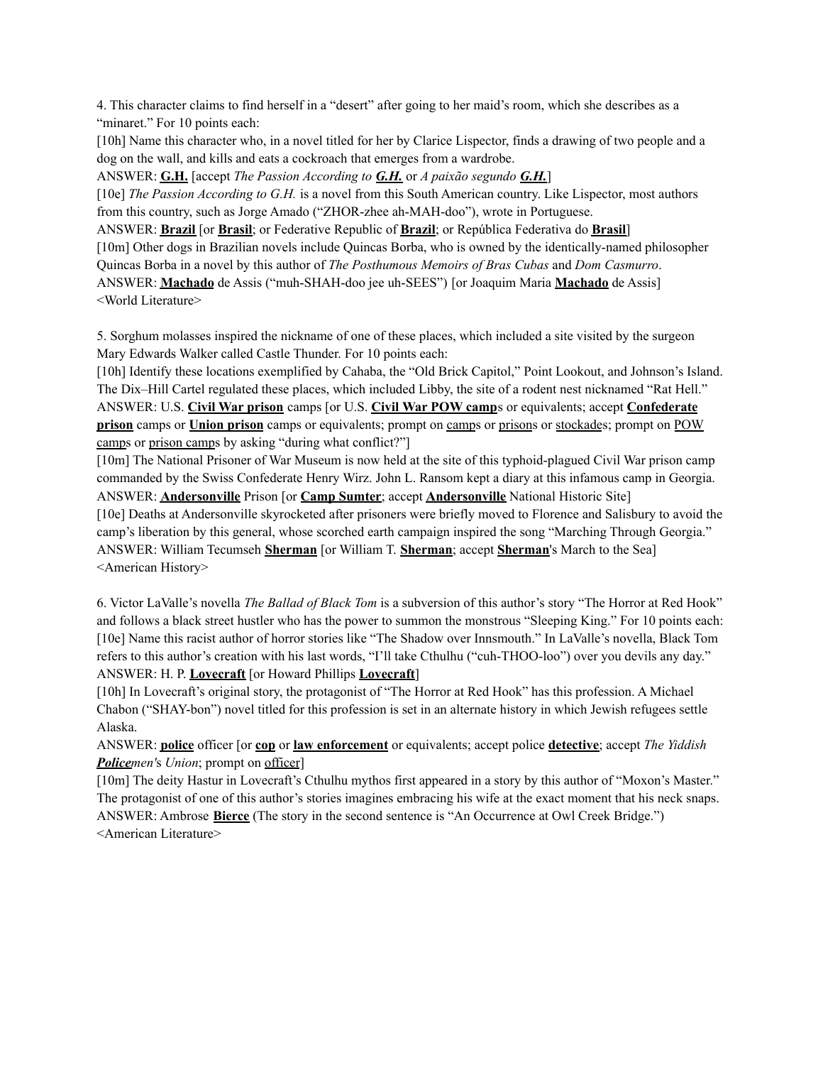4. This character claims to find herself in a "desert" after going to her maid's room, which she describes as a "minaret." For 10 points each:

[10h] Name this character who, in a novel titled for her by Clarice Lispector, finds a drawing of two people and a dog on the wall, and kills and eats a cockroach that emerges from a wardrobe.

ANSWER: **G.H.** [accept *The Passion According to **G.H.*** or *A paixão segundo **G.H.***]

[10e] *The Passion According to G.H.* is a novel from this South American country. Like Lispector, most authors from this country, such as Jorge Amado ("ZHOR-zhee ah-MAH-doo"), wrote in Portuguese.

ANSWER: **Brazil** [or **Brasil**; or Federative Republic of **Brazil**; or República Federativa do **Brasil**]

[10m] Other dogs in Brazilian novels include Quincas Borba, who is owned by the identically-named philosopher Quincas Borba in a novel by this author of *The Posthumous Memoirs of Bras Cubas* and *Dom Casmurro*.

ANSWER: **Machado** de Assis ("muh-SHAH-doo jee uh-SEES") [or Joaquim Maria **Machado** de Assis]

<World Literature>

5. Sorghum molasses inspired the nickname of one of these places, which included a site visited by the surgeon Mary Edwards Walker called Castle Thunder. For 10 points each:

[10h] Identify these locations exemplified by Cahaba, the "Old Brick Capitol," Point Lookout, and Johnson's Island. The Dix–Hill Cartel regulated these places, which included Libby, the site of a rodent nest nicknamed "Rat Hell."

ANSWER: U.S. **Civil War prison** camps [or U.S. **Civil War POW camp**s or equivalents; accept **Confederate prison** camps or **Union prison** camps or equivalents; prompt on camps or prisons or stockades; prompt on POW camps or prison camps by asking "during what conflict?"]

[10m] The National Prisoner of War Museum is now held at the site of this typhoid-plagued Civil War prison camp commanded by the Swiss Confederate Henry Wirz. John L. Ransom kept a diary at this infamous camp in Georgia.

ANSWER: **Andersonville** Prison [or **Camp Sumter**; accept **Andersonville** National Historic Site]

[10e] Deaths at Andersonville skyrocketed after prisoners were briefly moved to Florence and Salisbury to avoid the camp's liberation by this general, whose scorched earth campaign inspired the song "Marching Through Georgia."

ANSWER: William Tecumseh **Sherman** [or William T. **Sherman**; accept **Sherman**'s March to the Sea]

<American History>

6. Victor LaValle's novella *The Ballad of Black Tom* is a subversion of this author's story "The Horror at Red Hook" and follows a black street hustler who has the power to summon the monstrous "Sleeping King." For 10 points each:

[10e] Name this racist author of horror stories like "The Shadow over Innsmouth." In LaValle's novella, Black Tom refers to this author's creation with his last words, "I'll take Cthulhu ("cuh-THOO-loo") over you devils any day."

ANSWER: H. P. **Lovecraft** [or Howard Phillips **Lovecraft**]

[10h] In Lovecraft's original story, the protagonist of "The Horror at Red Hook" has this profession. A Michael Chabon ("SHAY-bon") novel titled for this profession is set in an alternate history in which Jewish refugees settle Alaska.

ANSWER: **police** officer [or **cop** or **law enforcement** or equivalents; accept police **detective**; accept *The Yiddish **Police**men's Union*; prompt on officer]

[10m] The deity Hastur in Lovecraft's Cthulhu mythos first appeared in a story by this author of "Moxon's Master." The protagonist of one of this author's stories imagines embracing his wife at the exact moment that his neck snaps.

ANSWER: Ambrose **Bierce** (The story in the second sentence is "An Occurrence at Owl Creek Bridge.")

<American Literature>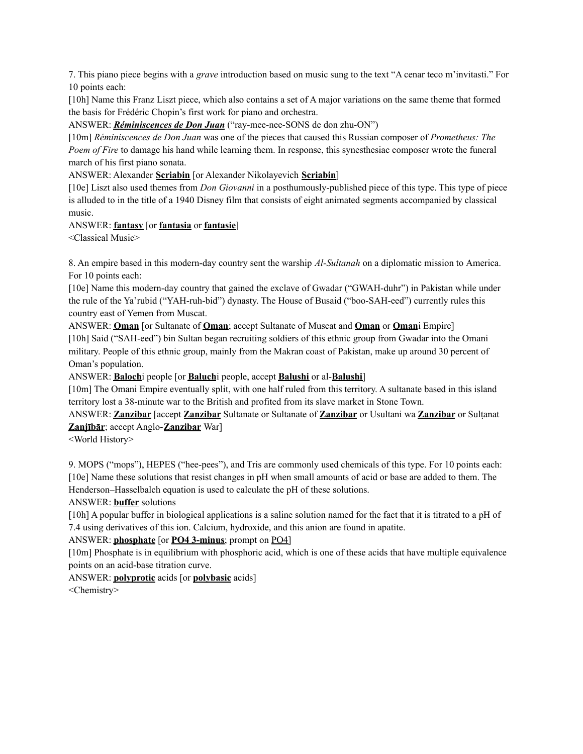7. This piano piece begins with a *grave* introduction based on music sung to the text "A cenar teco m'invitasti." For 10 points each:

[10h] Name this Franz Liszt piece, which also contains a set of A major variations on the same theme that formed the basis for Frédéric Chopin's first work for piano and orchestra.

ANSWER: ***Réminiscences de Don Juan*** ("ray-mee-nee-SONS de don zhu-ON")

[10m] *Réminiscences de Don Juan* was one of the pieces that caused this Russian composer of *Prometheus: The Poem of Fire* to damage his hand while learning them. In response, this synesthesiac composer wrote the funeral march of his first piano sonata.

ANSWER: Alexander **Scriabin** [or Alexander Nikolayevich **Scriabin**]

[10e] Liszt also used themes from *Don Giovanni* in a posthumously-published piece of this type. This type of piece is alluded to in the title of a 1940 Disney film that consists of eight animated segments accompanied by classical music.

ANSWER: **fantasy** [or **fantasia** or **fantasie**]

<Classical Music>

8. An empire based in this modern-day country sent the warship *Al-Sultanah* on a diplomatic mission to America. For 10 points each:

[10e] Name this modern-day country that gained the exclave of Gwadar ("GWAH-duhr") in Pakistan while under the rule of the Ya'rubid ("YAH-ruh-bid") dynasty. The House of Busaid ("boo-SAH-eed") currently rules this country east of Yemen from Muscat.

ANSWER: **Oman** [or Sultanate of **Oman**; accept Sultanate of Muscat and **Oman** or **Oman**i Empire]

[10h] Said ("SAH-eed") bin Sultan began recruiting soldiers of this ethnic group from Gwadar into the Omani military. People of this ethnic group, mainly from the Makran coast of Pakistan, make up around 30 percent of Oman's population.

ANSWER: **Baloch**i people [or **Baluch**i people, accept **Balushi** or al-**Balushi**]

[10m] The Omani Empire eventually split, with one half ruled from this territory. A sultanate based in this island territory lost a 38-minute war to the British and profited from its slave market in Stone Town.

ANSWER: **Zanzibar** [accept **Zanzibar** Sultanate or Sultanate of **Zanzibar** or Usultani wa **Zanzibar** or Sulṭanat **Zanjībār**; accept Anglo-**Zanzibar** War]

<World History>

9. MOPS ("mops"), HEPES ("hee-pees"), and Tris are commonly used chemicals of this type. For 10 points each:

[10e] Name these solutions that resist changes in pH when small amounts of acid or base are added to them. The Henderson–Hasselbalch equation is used to calculate the pH of these solutions.

ANSWER: **buffer** solutions

[10h] A popular buffer in biological applications is a saline solution named for the fact that it is titrated to a pH of 7.4 using derivatives of this ion. Calcium, hydroxide, and this anion are found in apatite.

ANSWER: **phosphate** [or **PO4 3-minus**; prompt on PO4]

[10m] Phosphate is in equilibrium with phosphoric acid, which is one of these acids that have multiple equivalence points on an acid-base titration curve.

ANSWER: **polyprotic** acids [or **polybasic** acids]

<Chemistry>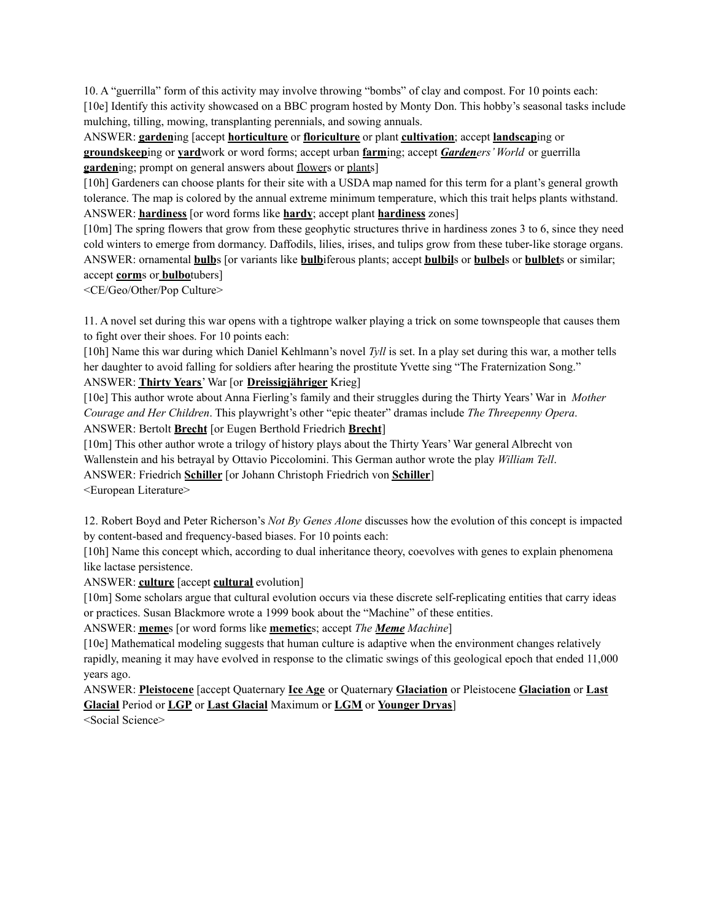10. A “guerrilla” form of this activity may involve throwing “bombs” of clay and compost. For 10 points each:
[10e] Identify this activity showcased on a BBC program hosted by Monty Don. This hobby’s seasonal tasks include mulching, tilling, mowing, transplanting perennials, and sowing annuals.
ANSWER: **<u>garden</u>**ing [accept **<u>horticulture</u>** or **<u>floriculture</u>** or plant **<u>cultivation</u>**; accept **<u>landscap</u>**ing or **<u>groundskeep</u>**ing or **<u>yard</u>**work or word forms; accept urban **<u>farm</u>**ing; accept ***<u>Garden</u>**ers’ World* or guerrilla **<u>garden</u>**ing; prompt on general answers about <u>flower</u>s or <u>plant</u>s]
[10h] Gardeners can choose plants for their site with a USDA map named for this term for a plant’s general growth tolerance. The map is colored by the annual extreme minimum temperature, which this trait helps plants withstand.
ANSWER: **<u>hardiness</u>** [or word forms like **<u>hardy</u>**; accept plant **<u>hardiness</u>** zones]
[10m] The spring flowers that grow from these geophytic structures thrive in hardiness zones 3 to 6, since they need cold winters to emerge from dormancy. Daffodils, lilies, irises, and tulips grow from these tuber-like storage organs.
ANSWER: ornamental **<u>bulb</u>**s [or variants like **<u>bulb</u>**iferous plants; accept **<u>bulbil</u>**s or **<u>bulbel</u>**s or **<u>bulblet</u>**s or similar; accept **<u>corm</u>**s or **<u>bulbo</u>**tubers]
<CE/Geo/Other/Pop Culture>

11. A novel set during this war opens with a tightrope walker playing a trick on some townspeople that causes them to fight over their shoes. For 10 points each:
[10h] Name this war during which Daniel Kehlmann’s novel *Tyll* is set. In a play set during this war, a mother tells her daughter to avoid falling for soldiers after hearing the prostitute Yvette sing “The Fraternization Song.”
ANSWER: **<u>Thirty Years</u>**’ War [or **<u>Dreissigjähriger</u>** Krieg]
[10e] This author wrote about Anna Fierling’s family and their struggles during the Thirty Years’ War in *Mother Courage and Her Children*. This playwright’s other “epic theater” dramas include *The Threepenny Opera*.
ANSWER: Bertolt **<u>Brecht</u>** [or Eugen Berthold Friedrich **<u>Brecht</u>**]
[10m] This other author wrote a trilogy of history plays about the Thirty Years’ War general Albrecht von Wallenstein and his betrayal by Ottavio Piccolomini. This German author wrote the play *William Tell*.
ANSWER: Friedrich **<u>Schiller</u>** [or Johann Christoph Friedrich von **<u>Schiller</u>**]
<European Literature>

12. Robert Boyd and Peter Richerson’s *Not By Genes Alone* discusses how the evolution of this concept is impacted by content-based and frequency-based biases. For 10 points each:
[10h] Name this concept which, according to dual inheritance theory, coevolves with genes to explain phenomena like lactase persistence.
ANSWER: **<u>culture</u>** [accept **<u>cultural</u>** evolution]
[10m] Some scholars argue that cultural evolution occurs via these discrete self-replicating entities that carry ideas or practices. Susan Blackmore wrote a 1999 book about the “Machine” of these entities.
ANSWER: **<u>meme</u>**s [or word forms like **<u>memetic</u>**s; accept *The **<u>Meme</u>** Machine*]
[10e] Mathematical modeling suggests that human culture is adaptive when the environment changes relatively rapidly, meaning it may have evolved in response to the climatic swings of this geological epoch that ended 11,000 years ago.
ANSWER: **<u>Pleistocene</u>** [accept Quaternary **<u>Ice Age</u>** or Quaternary **<u>Glaciation</u>** or Pleistocene **<u>Glaciation</u>** or **<u>Last Glacial</u>** Period or **<u>LGP</u>** or **<u>Last Glacial</u>** Maximum or **<u>LGM</u>** or **<u>Younger Dryas</u>**]
<Social Science>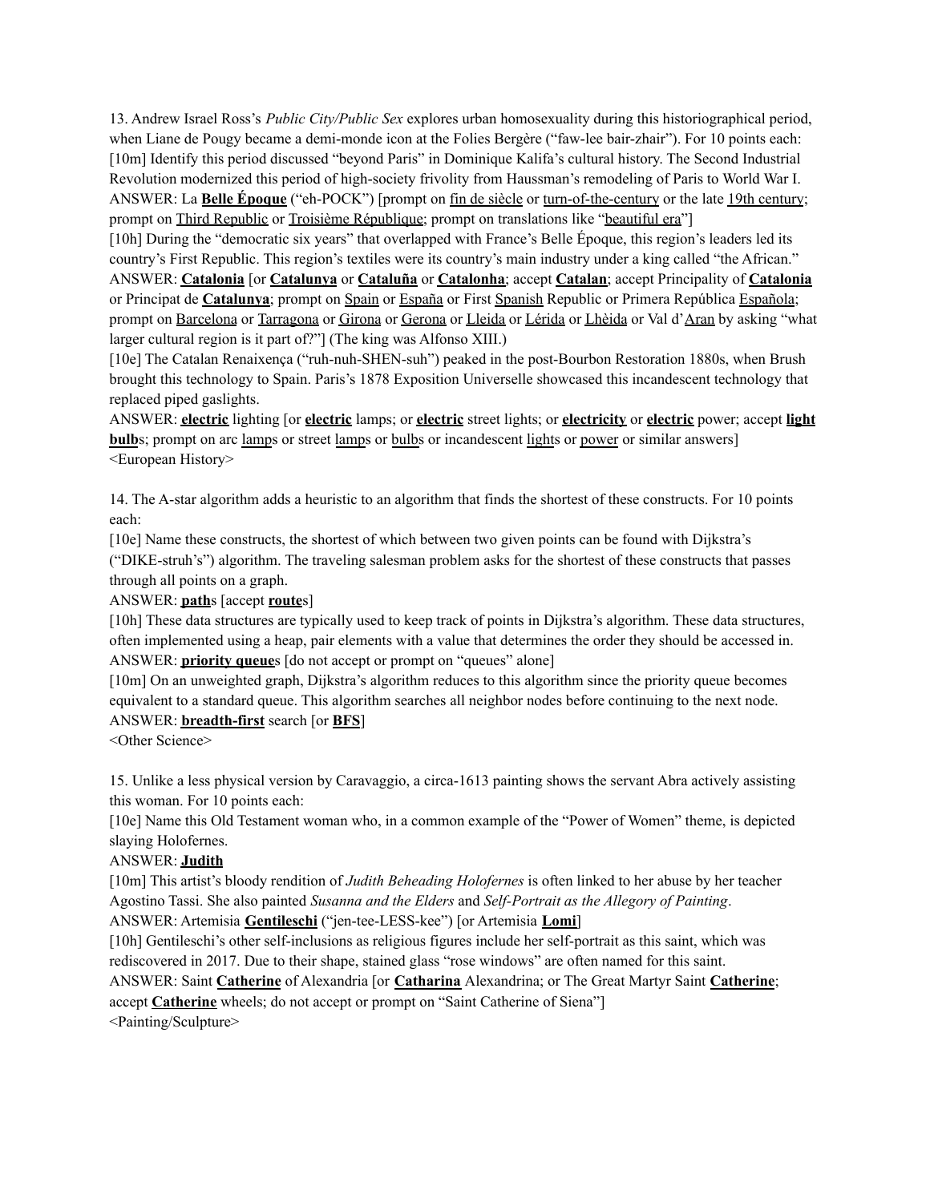13. Andrew Israel Ross's *Public City/Public Sex* explores urban homosexuality during this historiographical period, when Liane de Pougy became a demi-monde icon at the Folies Bergère ("faw-lee bair-zhair"). For 10 points each:

[10m] Identify this period discussed "beyond Paris" in Dominique Kalifa's cultural history. The Second Industrial Revolution modernized this period of high-society frivolity from Haussman's remodeling of Paris to World War I.

ANSWER: La **Belle Époque** ("eh-POCK") [prompt on fin de siècle or turn-of-the-century or the late 19th century; prompt on Third Republic or Troisième République; prompt on translations like "beautiful era"]

[10h] During the "democratic six years" that overlapped with France's Belle Époque, this region's leaders led its country's First Republic. This region's textiles were its country's main industry under a king called "the African."

ANSWER: **Catalonia** [or **Catalunya** or **Cataluña** or **Catalonha**; accept **Catalan**; accept Principality of **Catalonia** or Principat de **Catalunya**; prompt on Spain or España or First Spanish Republic or Primera República Española; prompt on Barcelona or Tarragona or Girona or Gerona or Lleida or Lérida or Lhèida or Val d'Aran by asking "what larger cultural region is it part of?"] (The king was Alfonso XIII.)

[10e] The Catalan Renaixença ("ruh-nuh-SHEN-suh") peaked in the post-Bourbon Restoration 1880s, when Brush brought this technology to Spain. Paris's 1878 Exposition Universelle showcased this incandescent technology that replaced piped gaslights.

ANSWER: **electric** lighting [or **electric** lamps; or **electric** street lights; or **electricity** or **electric** power; accept **light bulb**s; prompt on arc lamps or street lamps or bulbs or incandescent lights or power or similar answers]

<European History>

14. The A-star algorithm adds a heuristic to an algorithm that finds the shortest of these constructs. For 10 points each:

[10e] Name these constructs, the shortest of which between two given points can be found with Dijkstra's ("DIKE-struh's") algorithm. The traveling salesman problem asks for the shortest of these constructs that passes through all points on a graph.

ANSWER: **path**s [accept **route**s]

[10h] These data structures are typically used to keep track of points in Dijkstra's algorithm. These data structures, often implemented using a heap, pair elements with a value that determines the order they should be accessed in.

ANSWER: **priority queue**s [do not accept or prompt on "queues" alone]

[10m] On an unweighted graph, Dijkstra's algorithm reduces to this algorithm since the priority queue becomes equivalent to a standard queue. This algorithm searches all neighbor nodes before continuing to the next node.

ANSWER: **breadth-first** search [or **BFS**]

<Other Science>

15. Unlike a less physical version by Caravaggio, a circa-1613 painting shows the servant Abra actively assisting this woman. For 10 points each:

[10e] Name this Old Testament woman who, in a common example of the "Power of Women" theme, is depicted slaying Holofernes.

ANSWER: **Judith**

[10m] This artist's bloody rendition of *Judith Beheading Holofernes* is often linked to her abuse by her teacher Agostino Tassi. She also painted *Susanna and the Elders* and *Self-Portrait as the Allegory of Painting*.

ANSWER: Artemisia **Gentileschi** ("jen-tee-LESS-kee") [or Artemisia **Lomi**]

[10h] Gentileschi's other self-inclusions as religious figures include her self-portrait as this saint, which was rediscovered in 2017. Due to their shape, stained glass "rose windows" are often named for this saint.

ANSWER: Saint **Catherine** of Alexandria [or **Catharina** Alexandrina; or The Great Martyr Saint **Catherine**; accept **Catherine** wheels; do not accept or prompt on "Saint Catherine of Siena"]

<Painting/Sculpture>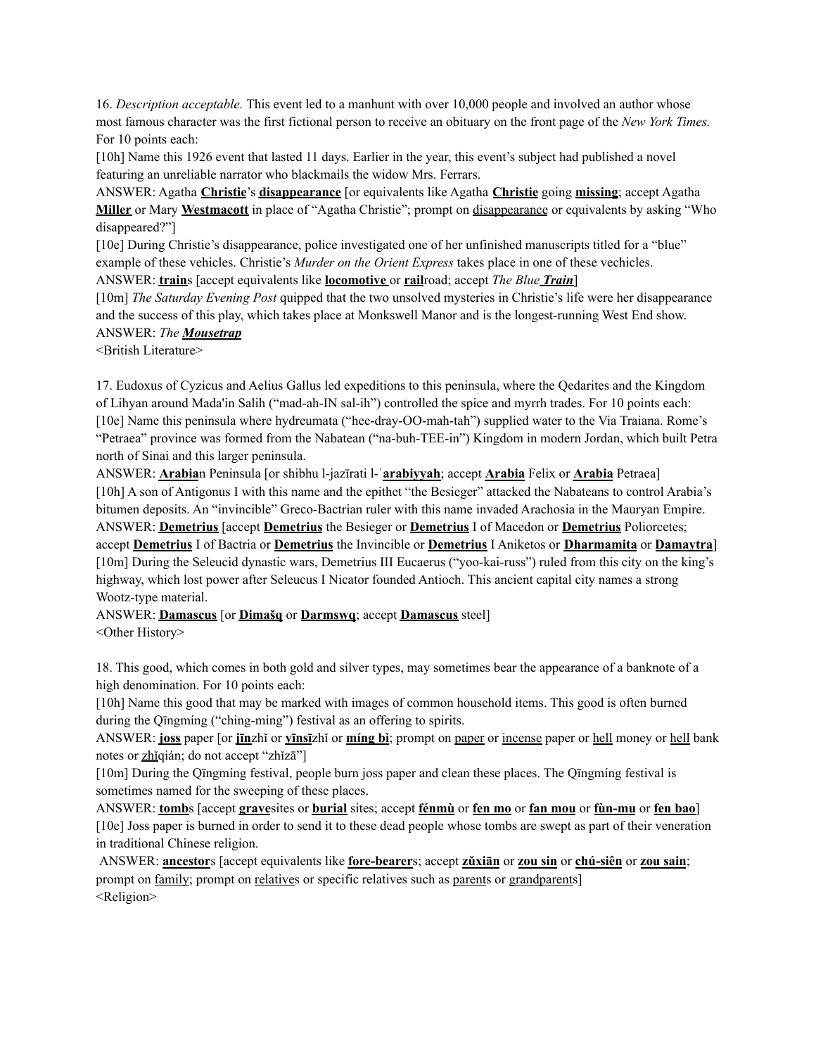16. *Description acceptable.* This event led to a manhunt with over 10,000 people and involved an author whose most famous character was the first fictional person to receive an obituary on the front page of the *New York Times.* For 10 points each:

[10h] Name this 1926 event that lasted 11 days. Earlier in the year, this event's subject had published a novel featuring an unreliable narrator who blackmails the widow Mrs. Ferrars.

ANSWER: Agatha **Christie**'s **disappearance** [or equivalents like Agatha **Christie** going **missing**; accept Agatha **Miller** or Mary **Westmacott** in place of "Agatha Christie"; prompt on disappearance or equivalents by asking "Who disappeared?"]

[10e] During Christie's disappearance, police investigated one of her unfinished manuscripts titled for a "blue" example of these vehicles. Christie's *Murder on the Orient Express* takes place in one of these vechicles.

ANSWER: **train**s [accept equivalents like **locomotive** or **rail**road; accept *The Blue* ***Train***]

[10m] *The Saturday Evening Post* quipped that the two unsolved mysteries in Christie's life were her disappearance and the success of this play, which takes place at Monkswell Manor and is the longest-running West End show.

ANSWER: *The* ***Mousetrap***

<British Literature>

17. Eudoxus of Cyzicus and Aelius Gallus led expeditions to this peninsula, where the Qedarites and the Kingdom of Lihyan around Mada'in Salih ("mad-ah-IN sal-ih") controlled the spice and myrrh trades. For 10 points each:

[10e] Name this peninsula where hydreumata ("hee-dray-OO-mah-tah") supplied water to the Via Traiana. Rome's "Petraea" province was formed from the Nabatean ("na-buh-TEE-in") Kingdom in modern Jordan, which built Petra north of Sinai and this larger peninsula.

ANSWER: **Arabia**n Peninsula [or shibhu l-jazīrati l-ʿ**arabiyyah**; accept **Arabia** Felix or **Arabia** Petraea]

[10h] A son of Antigonus I with this name and the epithet "the Besieger" attacked the Nabateans to control Arabia's bitumen deposits. An "invincible" Greco-Bactrian ruler with this name invaded Arachosia in the Mauryan Empire.

ANSWER: **Demetrius** [accept **Demetrius** the Besieger or **Demetrius** I of Macedon or **Demetrius** Poliorcetes; accept **Demetrius** I of Bactria or **Demetrius** the Invincible or **Demetrius** I Aniketos or **Dharmamita** or **Damaytra**]

[10m] During the Seleucid dynastic wars, Demetrius III Eucaerus ("yoo-kai-russ") ruled from this city on the king's highway, which lost power after Seleucus I Nicator founded Antioch. This ancient capital city names a strong Wootz-type material.

ANSWER: **Damascus** [or **Dimašq** or **Darmswq**; accept **Damascus** steel]

<Other History>

18. This good, which comes in both gold and silver types, may sometimes bear the appearance of a banknote of a high denomination. For 10 points each:

[10h] Name this good that may be marked with images of common household items. This good is often burned during the Qīngmíng ("ching-ming") festival as an offering to spirits.

ANSWER: **joss** paper [or **jīn**zhǐ or **yīnsī**zhǐ or **míng bì**; prompt on paper or incense paper or hell money or hell bank notes or zhǐqián; do not accept "zhǐzā"]

[10m] During the Qīngmíng festival, people burn joss paper and clean these places. The Qīngmíng festival is sometimes named for the sweeping of these places.

ANSWER: **tomb**s [accept **grave**sites or **burial** sites; accept **fénmù** or **fen mo** or **fan mou** or **fùn-mu** or **fen bao**]

[10e] Joss paper is burned in order to send it to these dead people whose tombs are swept as part of their veneration in traditional Chinese religion.

ANSWER: **ancestor**s [accept equivalents like **fore-bearer**s; accept **zǔxiān** or **zou sin** or **chú-siên** or **zou sain**; prompt on family; prompt on relatives or specific relatives such as parents or grandparents]

<Religion>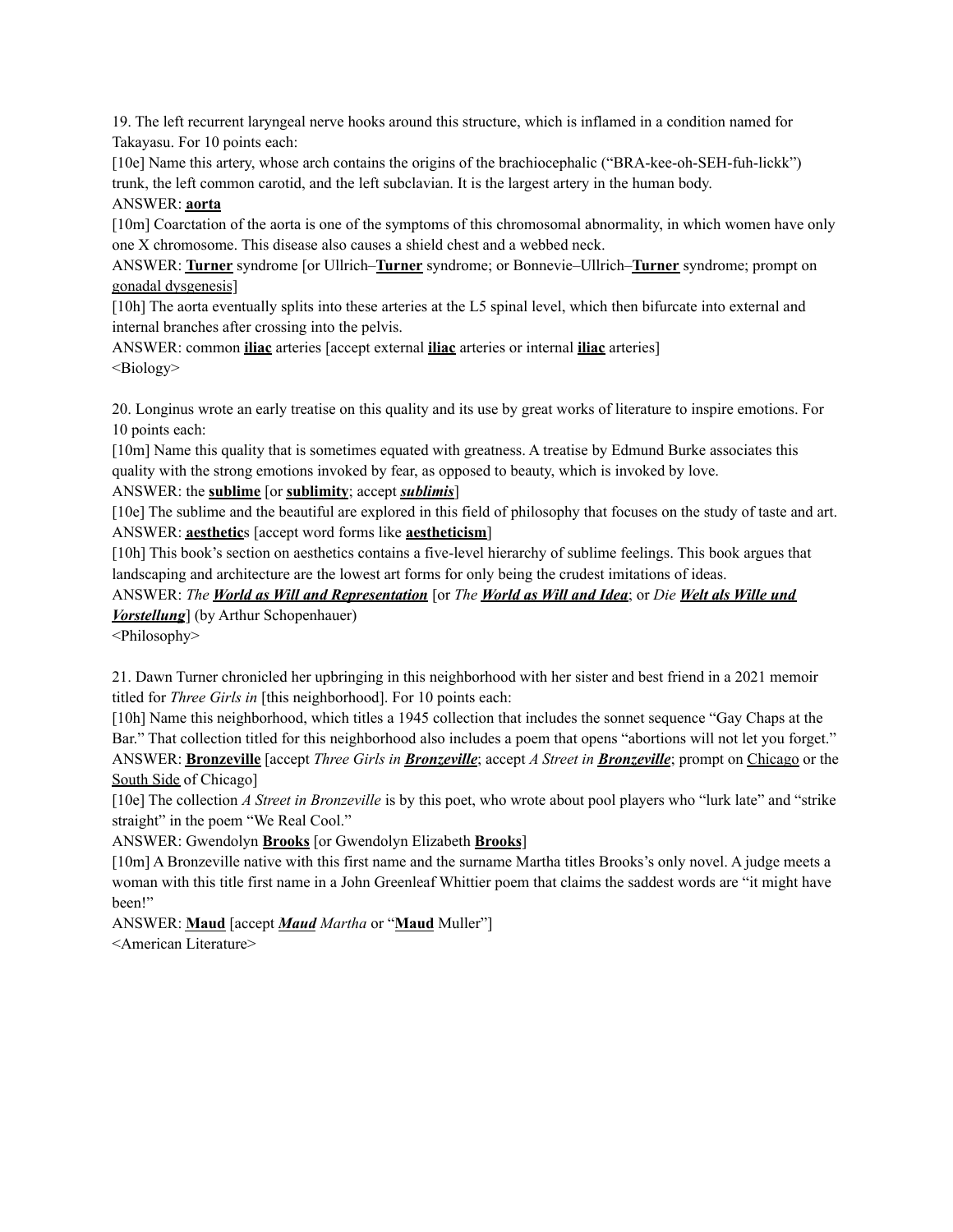19. The left recurrent laryngeal nerve hooks around this structure, which is inflamed in a condition named for Takayasu. For 10 points each:

[10e] Name this artery, whose arch contains the origins of the brachiocephalic ("BRA-kee-oh-SEH-fuh-lickk") trunk, the left common carotid, and the left subclavian. It is the largest artery in the human body.

ANSWER: **aorta**

[10m] Coarctation of the aorta is one of the symptoms of this chromosomal abnormality, in which women have only one X chromosome. This disease also causes a shield chest and a webbed neck.

ANSWER: **Turner** syndrome [or Ullrich–**Turner** syndrome; or Bonnevie–Ullrich–**Turner** syndrome; prompt on gonadal dysgenesis]

[10h] The aorta eventually splits into these arteries at the L5 spinal level, which then bifurcate into external and internal branches after crossing into the pelvis.

ANSWER: common **iliac** arteries [accept external **iliac** arteries or internal **iliac** arteries]

<Biology>

20. Longinus wrote an early treatise on this quality and its use by great works of literature to inspire emotions. For 10 points each:

[10m] Name this quality that is sometimes equated with greatness. A treatise by Edmund Burke associates this quality with the strong emotions invoked by fear, as opposed to beauty, which is invoked by love.

ANSWER: the **sublime** [or **sublimity**; accept ***sublimis***]

[10e] The sublime and the beautiful are explored in this field of philosophy that focuses on the study of taste and art.

ANSWER: **aesthetic**s [accept word forms like **aestheticism**]

[10h] This book's section on aesthetics contains a five-level hierarchy of sublime feelings. This book argues that landscaping and architecture are the lowest art forms for only being the crudest imitations of ideas.

ANSWER: *The **World as Will and Representation*** [or *The **World as Will and Idea***; or *Die **Welt als Wille und Vorstellung***] (by Arthur Schopenhauer)

<Philosophy>

21. Dawn Turner chronicled her upbringing in this neighborhood with her sister and best friend in a 2021 memoir titled for *Three Girls in* [this neighborhood]. For 10 points each:

[10h] Name this neighborhood, which titles a 1945 collection that includes the sonnet sequence "Gay Chaps at the Bar." That collection titled for this neighborhood also includes a poem that opens "abortions will not let you forget."

ANSWER: **Bronzeville** [accept *Three Girls in **Bronzeville***; accept *A Street in **Bronzeville***; prompt on Chicago or the South Side of Chicago]

[10e] The collection *A Street in Bronzeville* is by this poet, who wrote about pool players who "lurk late" and "strike straight" in the poem "We Real Cool."

ANSWER: Gwendolyn **Brooks** [or Gwendolyn Elizabeth **Brooks**]

[10m] A Bronzeville native with this first name and the surname Martha titles Brooks's only novel. A judge meets a woman with this title first name in a John Greenleaf Whittier poem that claims the saddest words are "it might have been!"

ANSWER: **Maud** [accept ***Maud** Martha* or "**Maud** Muller"]

<American Literature>